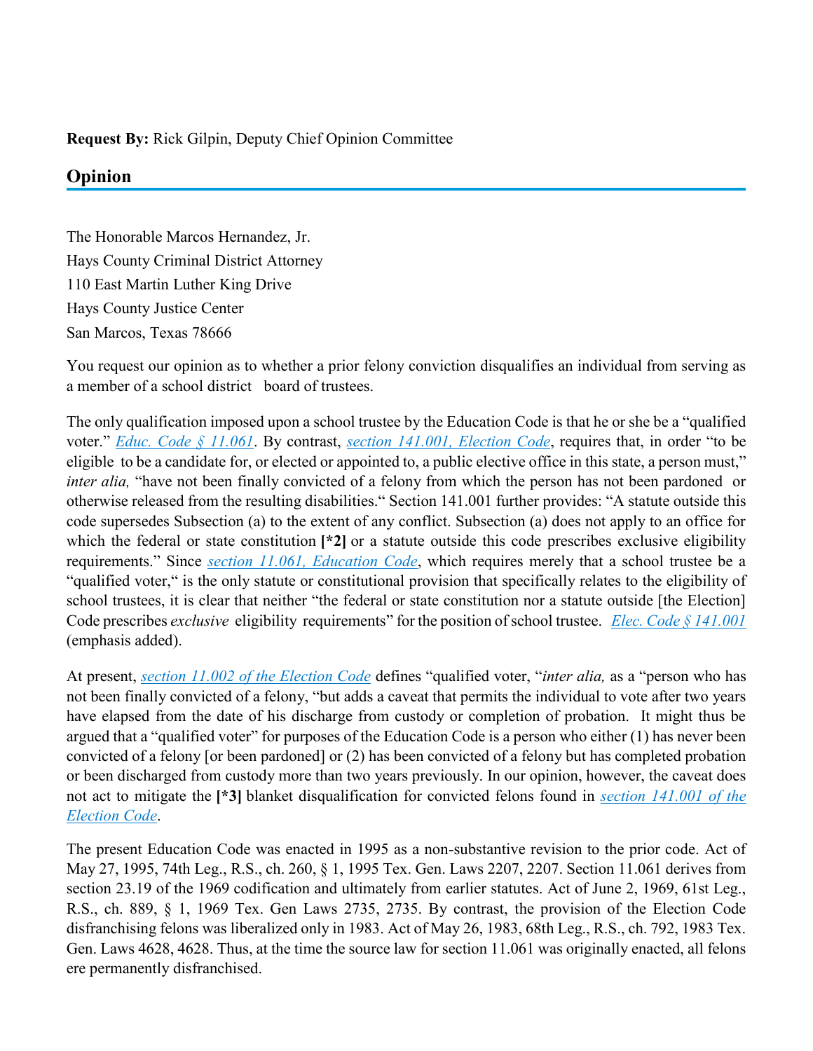**Request By:** Rick Gilpin, Deputy Chief Opinion Committee

## Opinion

The Honorable Marcos Hernandez, Jr.
Hays County Criminal District Attorney
110 East Martin Luther King Drive
Hays County Justice Center
San Marcos, Texas 78666

You request our opinion as to whether a prior felony conviction disqualifies an individual from serving as a member of a school district board of trustees.

The only qualification imposed upon a school trustee by the Education Code is that he or she be a "qualified voter." *Educ. Code § 11.061*. By contrast, *section 141.001, Election Code*, requires that, in order "to be eligible to be a candidate for, or elected or appointed to, a public elective office in this state, a person must," *inter alia,* "have not been finally convicted of a felony from which the person has not been pardoned or otherwise released from the resulting disabilities." Section 141.001 further provides: "A statute outside this code supersedes Subsection (a) to the extent of any conflict. Subsection (a) does not apply to an office for which the federal or state constitution **[*2]** or a statute outside this code prescribes exclusive eligibility requirements." Since *section 11.061, Education Code*, which requires merely that a school trustee be a "qualified voter," is the only statute or constitutional provision that specifically relates to the eligibility of school trustees, it is clear that neither "the federal or state constitution nor a statute outside [the Election] Code prescribes *exclusive* eligibility requirements" for the position of school trustee. *Elec. Code § 141.001* (emphasis added).

At present, *section 11.002 of the Election Code* defines "qualified voter, "*inter alia,* as a "person who has not been finally convicted of a felony, "but adds a caveat that permits the individual to vote after two years have elapsed from the date of his discharge from custody or completion of probation. It might thus be argued that a "qualified voter" for purposes of the Education Code is a person who either (1) has never been convicted of a felony [or been pardoned] or (2) has been convicted of a felony but has completed probation or been discharged from custody more than two years previously. In our opinion, however, the caveat does not act to mitigate the **[*3]** blanket disqualification for convicted felons found in *section 141.001 of the Election Code*.

The present Education Code was enacted in 1995 as a non-substantive revision to the prior code. Act of May 27, 1995, 74th Leg., R.S., ch. 260, § 1, 1995 Tex. Gen. Laws 2207, 2207. Section 11.061 derives from section 23.19 of the 1969 codification and ultimately from earlier statutes. Act of June 2, 1969, 61st Leg., R.S., ch. 889, § 1, 1969 Tex. Gen Laws 2735, 2735. By contrast, the provision of the Election Code disfranchising felons was liberalized only in 1983. Act of May 26, 1983, 68th Leg., R.S., ch. 792, 1983 Tex. Gen. Laws 4628, 4628. Thus, at the time the source law for section 11.061 was originally enacted, all felons ere permanently disfranchised.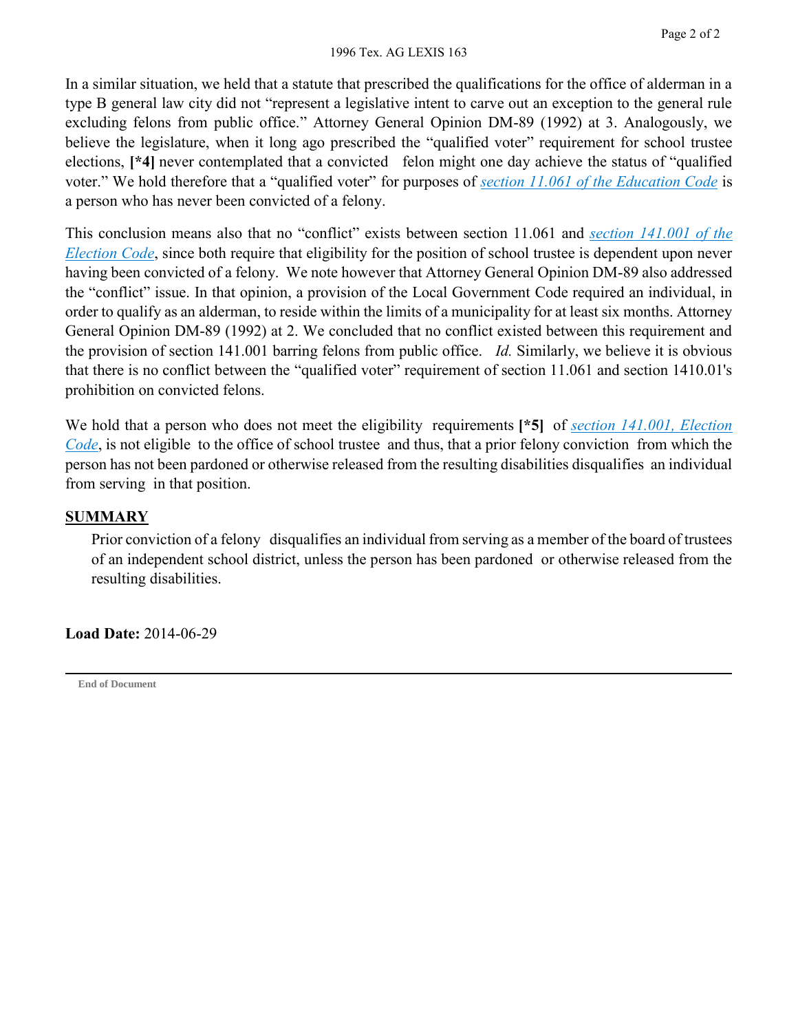In a similar situation, we held that a statute that prescribed the qualifications for the office of alderman in a type B general law city did not "represent a legislative intent to carve out an exception to the general rule excluding felons from public office." Attorney General Opinion DM-89 (1992) at 3. Analogously, we believe the legislature, when it long ago prescribed the "qualified voter" requirement for school trustee elections, **[*4]** never contemplated that a convicted felon might one day achieve the status of "qualified voter." We hold therefore that a "qualified voter" for purposes of section 11.061 of the Education Code is a person who has never been convicted of a felony.

This conclusion means also that no "conflict" exists between section 11.061 and section 141.001 of the Election Code, since both require that eligibility for the position of school trustee is dependent upon never having been convicted of a felony. We note however that Attorney General Opinion DM-89 also addressed the "conflict" issue. In that opinion, a provision of the Local Government Code required an individual, in order to qualify as an alderman, to reside within the limits of a municipality for at least six months. Attorney General Opinion DM-89 (1992) at 2. We concluded that no conflict existed between this requirement and the provision of section 141.001 barring felons from public office. *Id.* Similarly, we believe it is obvious that there is no conflict between the "qualified voter" requirement of section 11.061 and section 1410.01's prohibition on convicted felons.

We hold that a person who does not meet the eligibility requirements **[*5]** of section 141.001, Election Code, is not eligible to the office of school trustee and thus, that a prior felony conviction from which the person has not been pardoned or otherwise released from the resulting disabilities disqualifies an individual from serving in that position.

## SUMMARY

Prior conviction of a felony disqualifies an individual from serving as a member of the board of trustees of an independent school district, unless the person has been pardoned or otherwise released from the resulting disabilities.

**Load Date:** 2014-06-29

End of Document